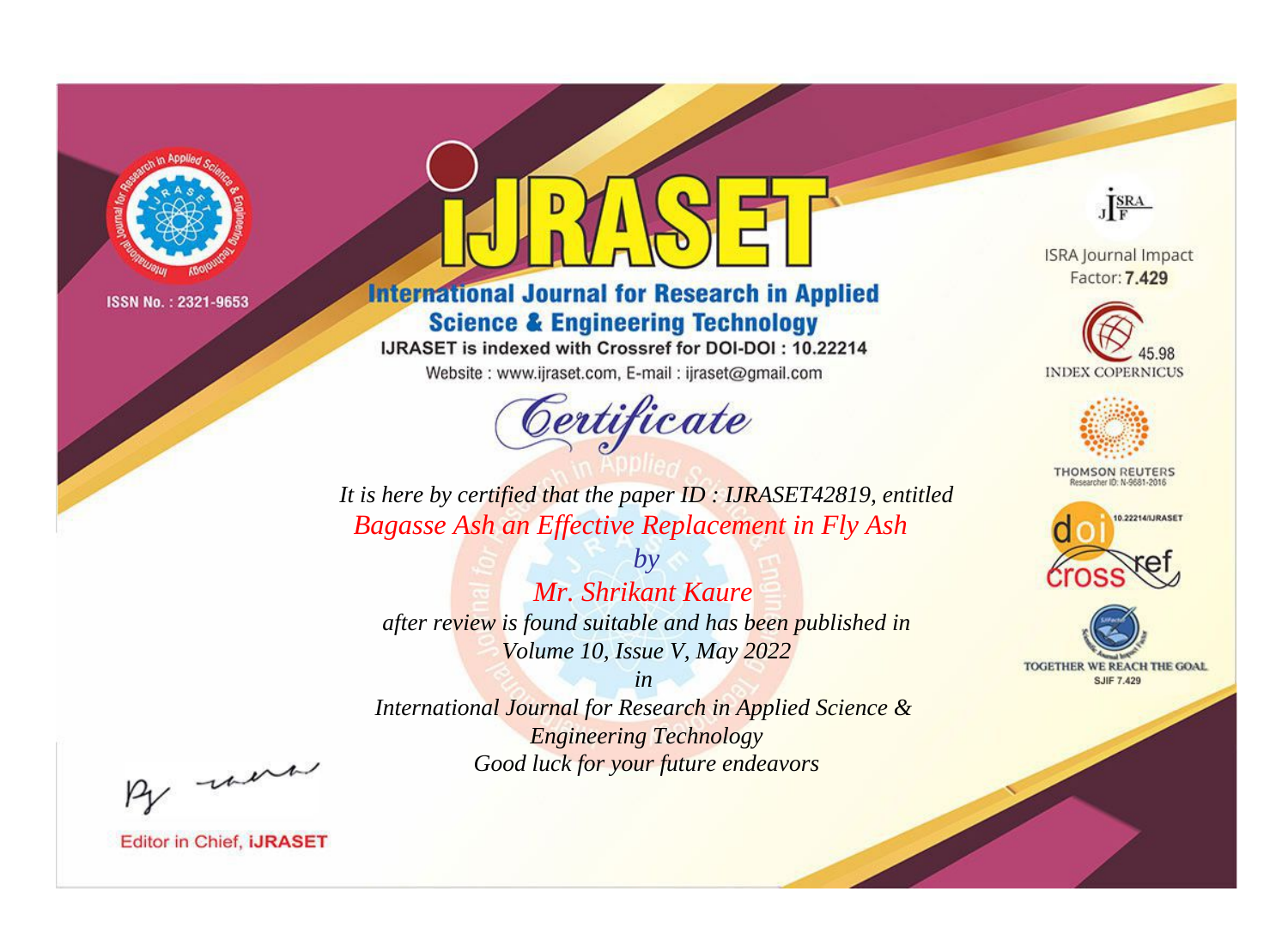ISSN No. : 2321-9653

# IJRASET

## International Journal for Research in Applied Science & Engineering Technology

IJRASET is indexed with Crossref for DOI-DOI : 10.22214

Website : www.ijraset.com, E-mail : ijraset@gmail.com

ISRA Journal Impact Factor: **7.429**

45.98 INDEX COPERNICUS

THOMSON REUTERS Researcher ID: N-9681-2016

10.22214/IJRASET

TOGETHER WE REACH THE GOAL SJIF 7.429

# *Certificate*

*It is here by certified that the paper ID : IJRASET42819, entitled*

*Bagasse Ash an Effective Replacement in Fly Ash*

*by*

*Mr. Shrikant Kaure*

*after review is found suitable and has been published in*

*Volume 10, Issue V, May 2022*

*in*

*International Journal for Research in Applied Science & Engineering Technology*

*Good luck for your future endeavors*

Editor in Chief, **iJRASET**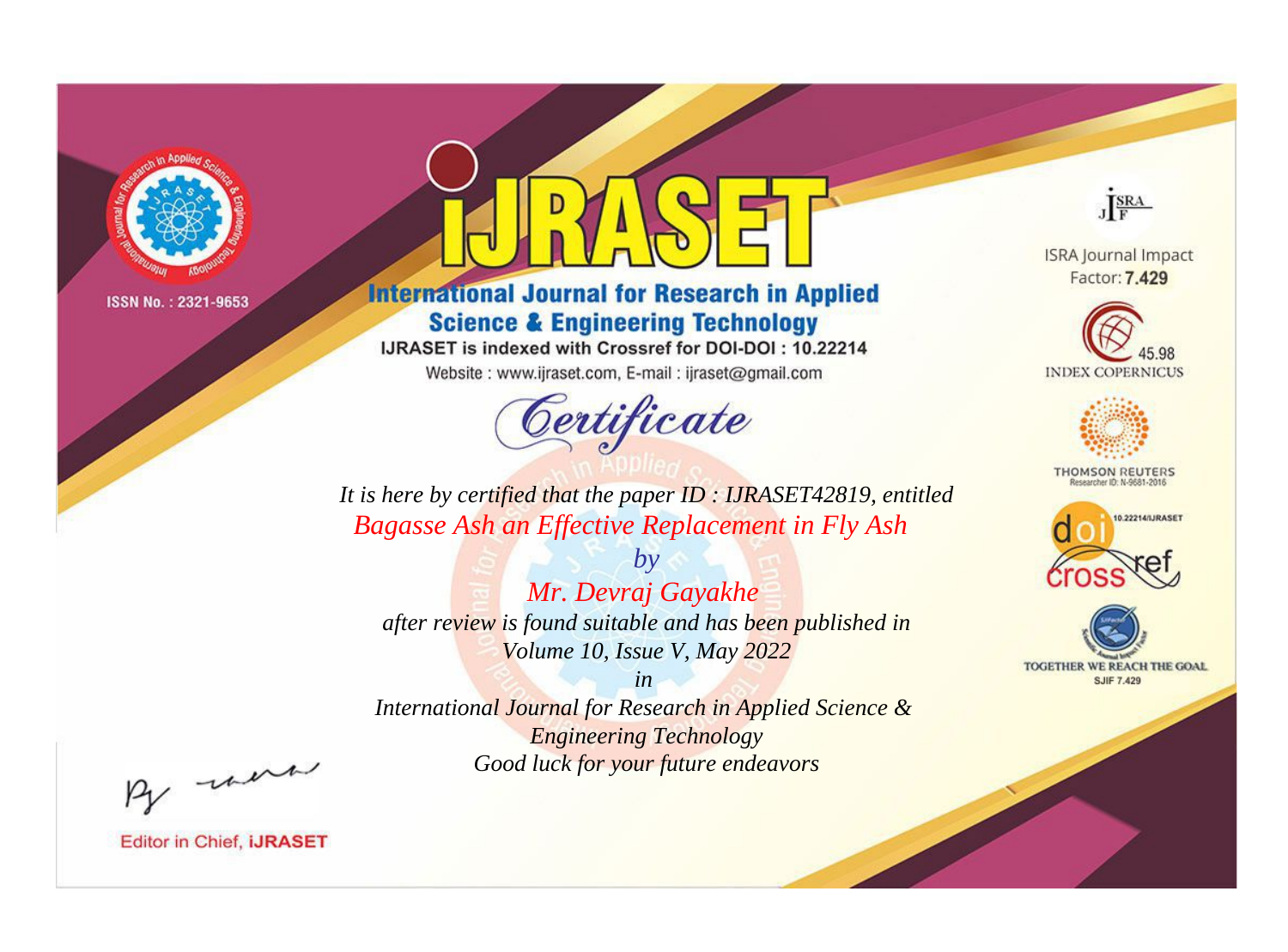ISSN No. : 2321-9653

# iJRASET

## International Journal for Research in Applied Science & Engineering Technology

IJRASET is indexed with Crossref for DOI-DOI : 10.22214

Website : www.ijraset.com, E-mail : ijraset@gmail.com

# Certificate

*It is here by certified that the paper ID : IJRASET42819, entitled*

*Bagasse Ash an Effective Replacement in Fly Ash*

*by*

*Mr. Devraj Gayakhe*

*after review is found suitable and has been published in*

*Volume 10, Issue V, May 2022*

*in*

*International Journal for Research in Applied Science & Engineering Technology*

*Good luck for your future endeavors*

ISRA Journal Impact Factor: **7.429**

45.98 INDEX COPERNICUS

THOMSON REUTERS Researcher ID: N-9681-2016

10.22214/IJRASET

TOGETHER WE REACH THE GOAL SJIF 7.429

Editor in Chief, **iJRASET**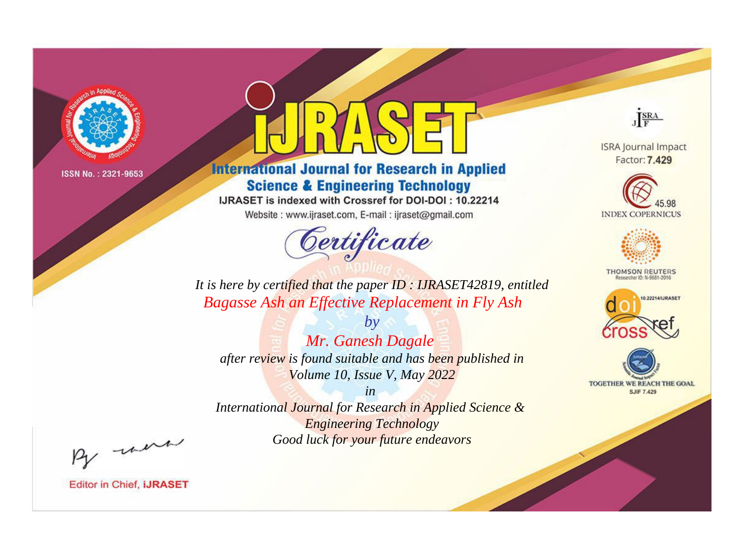ISSN No. : 2321-9653

# International Journal for Research in Applied Science & Engineering Technology

IJRASET is indexed with Crossref for DOI-DOI : 10.22214

Website : www.ijraset.com, E-mail : ijraset@gmail.com

## Certificate

*It is here by certified that the paper ID : IJRASET42819, entitled*

*Bagasse Ash an Effective Replacement in Fly Ash*

*by*

*Mr. Ganesh Dagale*

*after review is found suitable and has been published in*

*Volume 10, Issue V, May 2022*

*in*

*International Journal for Research in Applied Science & Engineering Technology*

*Good luck for your future endeavors*

ISRA Journal Impact Factor: **7.429**

45.98 INDEX COPERNICUS

THOMSON REUTERS Researcher ID: N-9681-2016

10.22214/IJRASET

TOGETHER WE REACH THE GOAL SJIF 7.429

Editor in Chief, **iJRASET**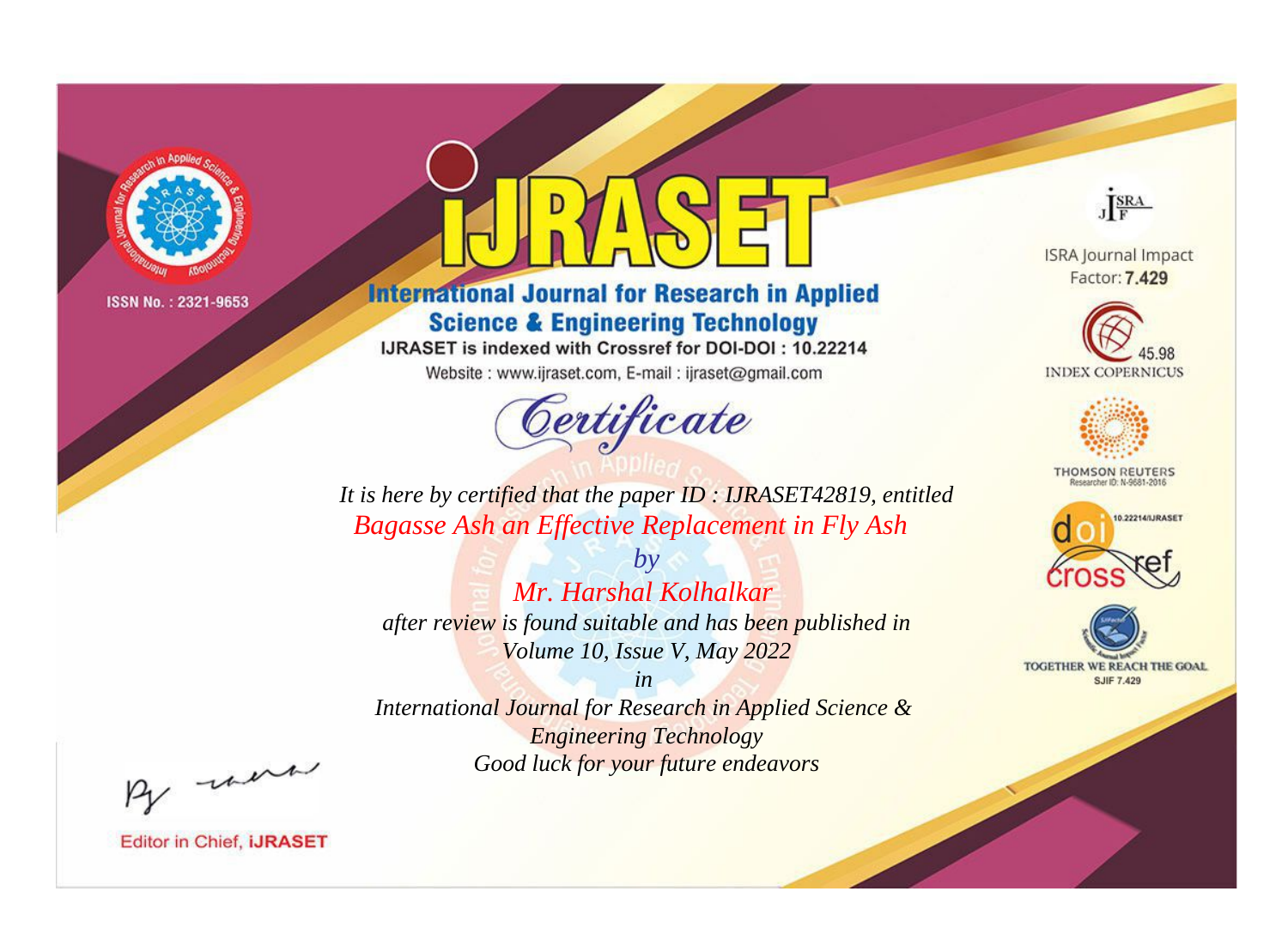ISSN No. : 2321-9653

# IJRASET

## International Journal for Research in Applied Science & Engineering Technology

IJRASET is indexed with Crossref for DOI-DOI : 10.22214

Website : www.ijraset.com, E-mail : ijraset@gmail.com

ISRA Journal Impact Factor: **7.429**

45.98 INDEX COPERNICUS

THOMSON REUTERS Researcher ID: N-9681-2016

10.22214/IJRASET

TOGETHER WE REACH THE GOAL SJIF 7.429

# *Certificate*

*It is here by certified that the paper ID : IJRASET42819, entitled*

*Bagasse Ash an Effective Replacement in Fly Ash*

*by*

*Mr. Harshal Kolhalkar*

*after review is found suitable and has been published in*

*Volume 10, Issue V, May 2022*

*in*

*International Journal for Research in Applied Science & Engineering Technology*

*Good luck for your future endeavors*

Editor in Chief, **iJRASET**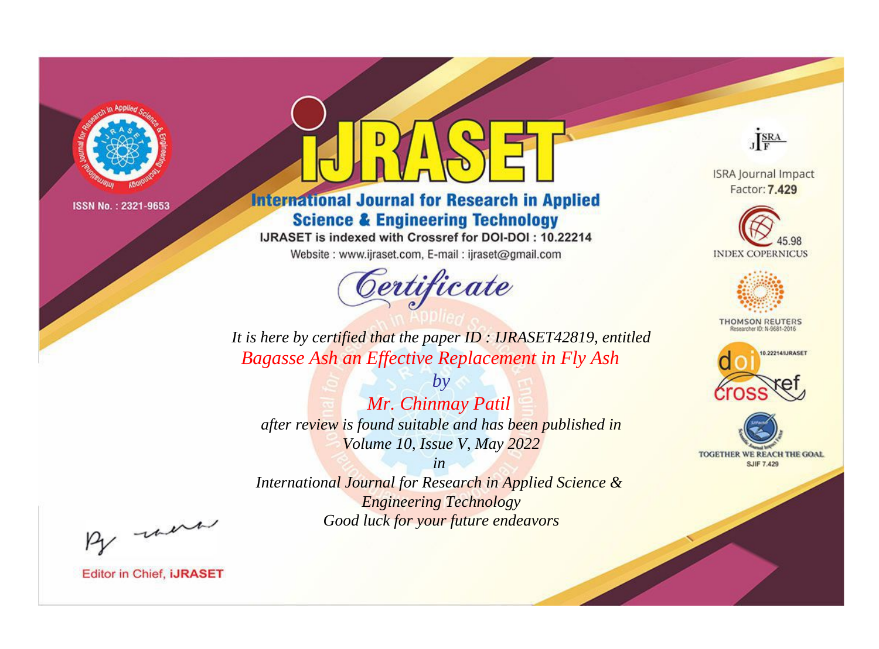ISSN No. : 2321-9653

# iJRASET

## International Journal for Research in Applied Science & Engineering Technology

IJRASET is indexed with Crossref for DOI-DOI : 10.22214

Website : www.ijraset.com, E-mail : ijraset@gmail.com

# Certificate

*It is here by certified that the paper ID : IJRASET42819, entitled*

*Bagasse Ash an Effective Replacement in Fly Ash*

*by*

*Mr. Chinmay Patil*

*after review is found suitable and has been published in*

*Volume 10, Issue V, May 2022*

*in*

*International Journal for Research in Applied Science & Engineering Technology*

*Good luck for your future endeavors*

ISRA Journal Impact Factor: **7.429**

45.98 INDEX COPERNICUS

THOMSON REUTERS Researcher ID: N-9681-2016

10.22214/IJRASET

TOGETHER WE REACH THE GOAL SJIF 7.429

Editor in Chief, **iJRASET**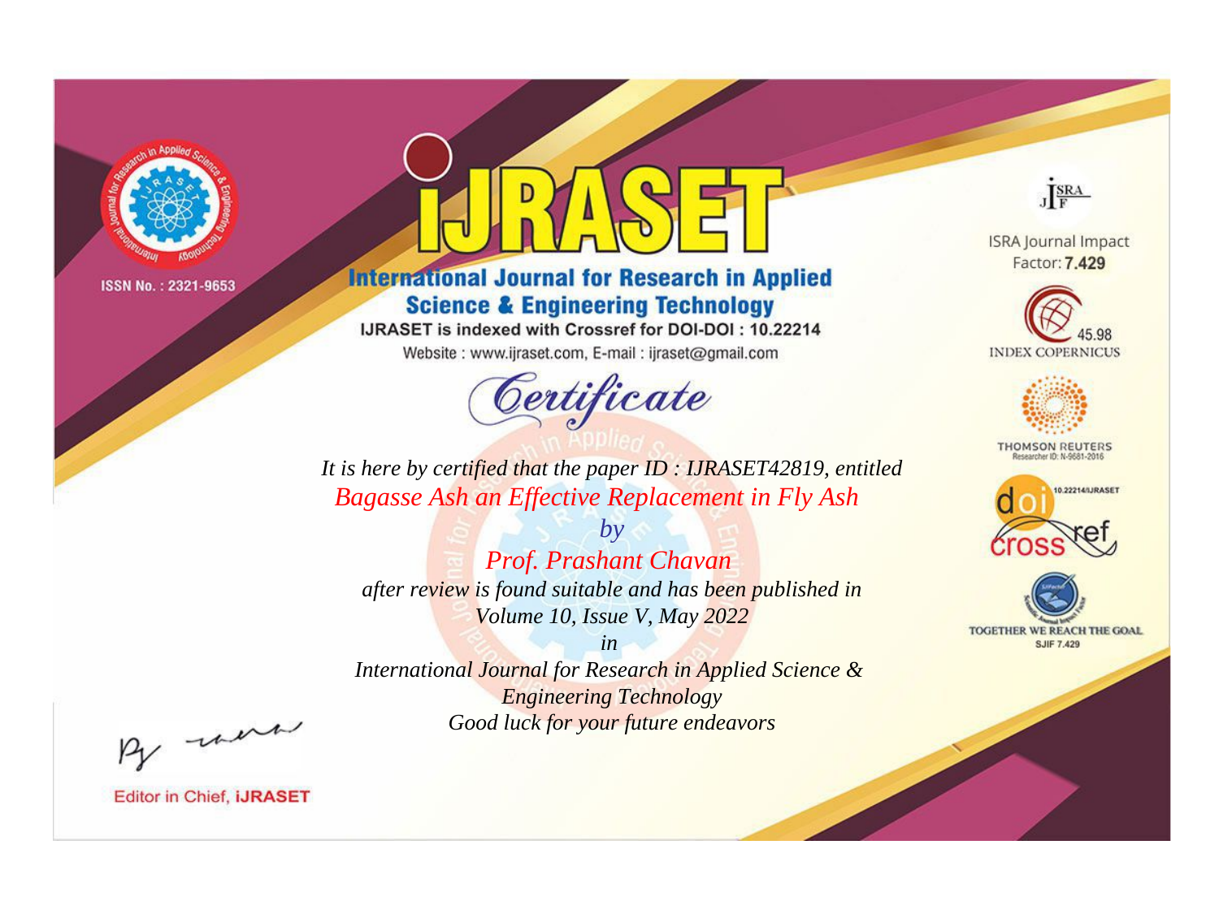ISSN No. : 2321-9653

# iJRASET

## International Journal for Research in Applied Science & Engineering Technology

IJRASET is indexed with Crossref for DOI-DOI : 10.22214

Website : www.ijraset.com, E-mail : ijraset@gmail.com

# Certificate

*It is here by certified that the paper ID : IJRASET42819, entitled*

*Bagasse Ash an Effective Replacement in Fly Ash*

*by*

*Prof. Prashant Chavan*

*after review is found suitable and has been published in*

*Volume 10, Issue V, May 2022*

*in*

*International Journal for Research in Applied Science & Engineering Technology*

*Good luck for your future endeavors*

ISRA Journal Impact Factor: **7.429**

45.98 INDEX COPERNICUS

THOMSON REUTERS Researcher ID: N-9681-2016

10.22214/IJRASET

TOGETHER WE REACH THE GOAL SJIF 7.429

Editor in Chief, **iJRASET**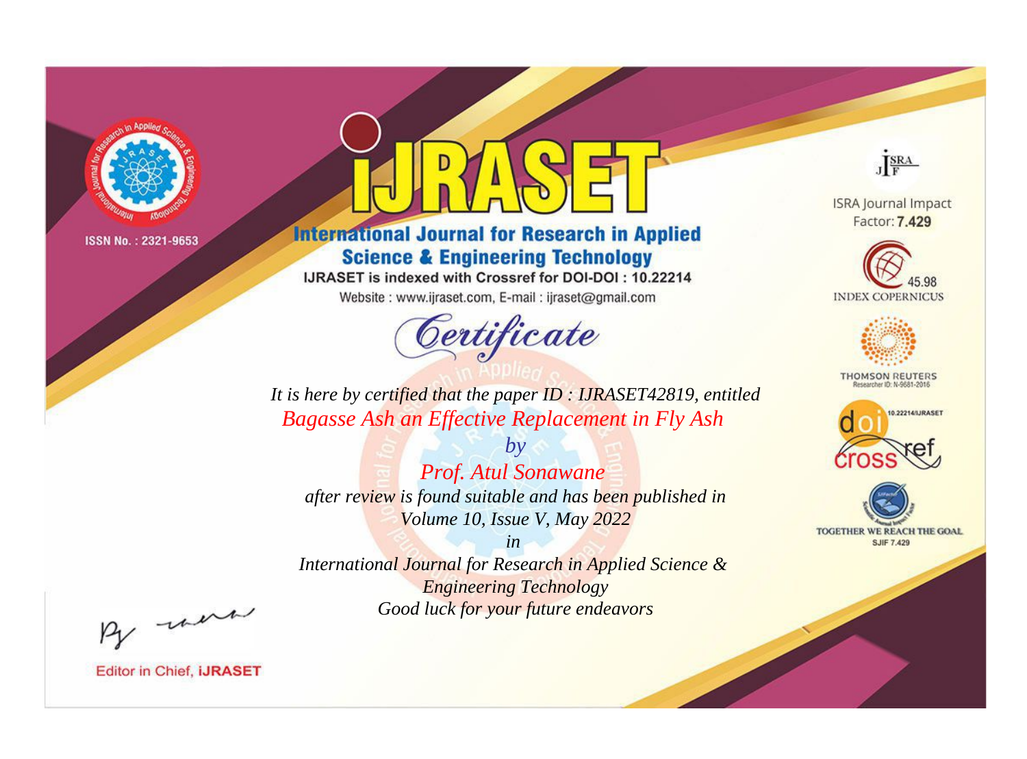ISSN No. : 2321-9653

# IJRASET

## International Journal for Research in Applied Science & Engineering Technology

IJRASET is indexed with Crossref for DOI-DOI : 10.22214

Website : www.ijraset.com, E-mail : ijraset@gmail.com

ISRA Journal Impact Factor: **7.429**

45.98 INDEX COPERNICUS

THOMSON REUTERS Researcher ID: N-9681-2016

10.22214/IJRASET

TOGETHER WE REACH THE GOAL SJIF 7.429

## *Certificate*

*It is here by certified that the paper ID : IJRASET42819, entitled*

*Bagasse Ash an Effective Replacement in Fly Ash*

*by*

*Prof. Atul Sonawane*

*after review is found suitable and has been published in*

*Volume 10, Issue V, May 2022*

*in*

*International Journal for Research in Applied Science & Engineering Technology*

*Good luck for your future endeavors*

Editor in Chief, **iJRASET**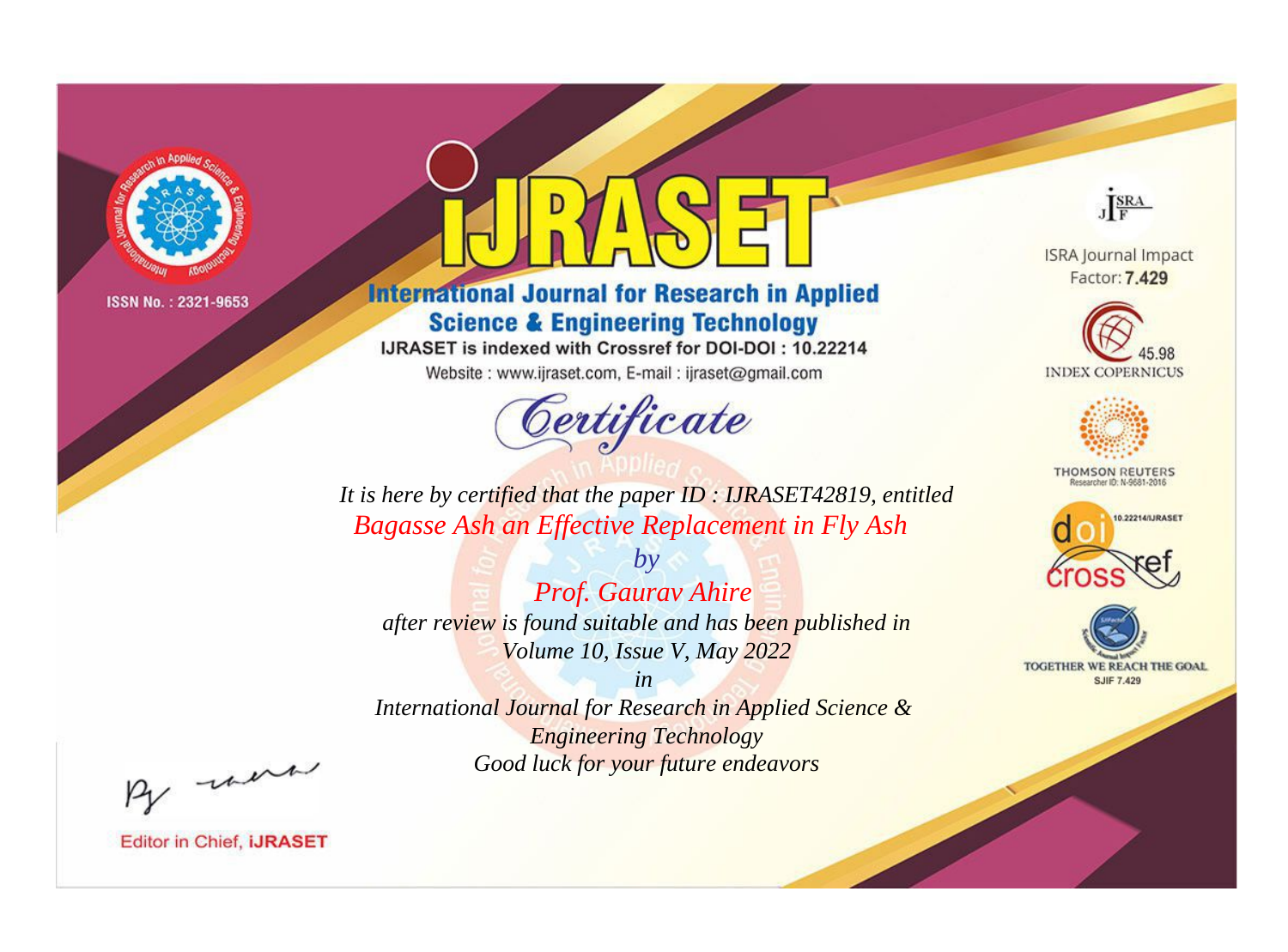ISSN No. : 2321-9653

# iJRASET

## International Journal for Research in Applied Science & Engineering Technology

IJRASET is indexed with Crossref for DOI-DOI : 10.22214

Website : www.ijraset.com, E-mail : ijraset@gmail.com

## Certificate

*It is here by certified that the paper ID : IJRASET42819, entitled*

*Bagasse Ash an Effective Replacement in Fly Ash*

*by*

*Prof. Gaurav Ahire*

*after review is found suitable and has been published in*

*Volume 10, Issue V, May 2022*

*in*

*International Journal for Research in Applied Science & Engineering Technology*

*Good luck for your future endeavors*

ISRA Journal Impact Factor: **7.429**

45.98 INDEX COPERNICUS

THOMSON REUTERS Researcher ID: N-9681-2016

10.22214/IJRASET

TOGETHER WE REACH THE GOAL SJIF 7.429

Editor in Chief, **iJRASET**